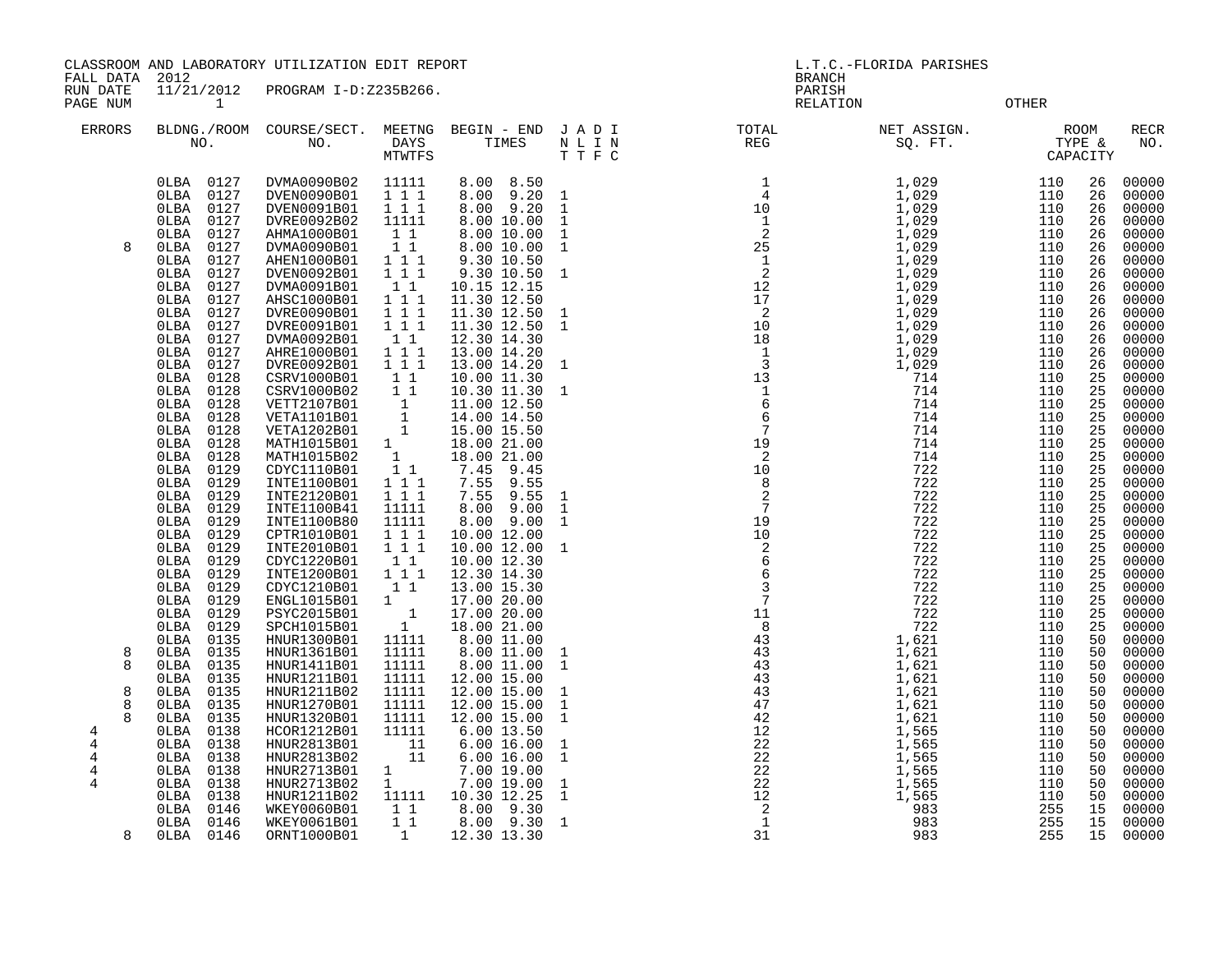CLASSROOM AND LABORATORY UTILIZATION EDIT REPORT
FALL DATA 2012
RUN DATE 11/21/2012 PROGRAM I-D:Z235B266.
PAGE NUM 1

L.T.C.-FLORIDA PARISHES
BRANCH
PARISH
RELATION OTHER

| ERRORS | BLDNG./ROOM NO. | COURSE/SECT. NO. | MEETNG DAYS MTWTFS | BEGIN - END TIMES | J A D I N L I N T T F C | TOTAL REG | NET ASSIGN. SQ. FT. | ROOM TYPE & CAPACITY | | RECR NO. |
|---|---|---|---|---|---|---|---|---|---|---|
| | 0LBA 0127 | DVMA0090B02 | 11111 | 8.00 8.50 | | 1 | 1,029 | 110 | 26 | 00000 |
| | 0LBA 0127 | DVEN0090B01 | 1 1 1 | 8.00 9.20 | 1 | 4 | 1,029 | 110 | 26 | 00000 |
| | 0LBA 0127 | DVEN0091B01 | 1 1 1 | 8.00 9.20 | 1 | 10 | 1,029 | 110 | 26 | 00000 |
| | 0LBA 0127 | DVRE0092B02 | 11111 | 8.00 10.00 | 1 | 1 | 1,029 | 110 | 26 | 00000 |
| | 0LBA 0127 | AHMA1000B01 | 1 1 | 8.00 10.00 | 1 | 2 | 1,029 | 110 | 26 | 00000 |
| 8 | 0LBA 0127 | DVMA0090B01 | 1 1 | 8.00 10.00 | 1 | 25 | 1,029 | 110 | 26 | 00000 |
| | 0LBA 0127 | AHEN1000B01 | 1 1 1 | 9.30 10.50 | | 1 | 1,029 | 110 | 26 | 00000 |
| | 0LBA 0127 | DVEN0092B01 | 1 1 1 | 9.30 10.50 | 1 | 2 | 1,029 | 110 | 26 | 00000 |
| | 0LBA 0127 | DVMA0091B01 | 1 1 | 10.15 12.15 | | 12 | 1,029 | 110 | 26 | 00000 |
| | 0LBA 0127 | AHSC1000B01 | 1 1 1 | 11.30 12.50 | | 17 | 1,029 | 110 | 26 | 00000 |
| | 0LBA 0127 | DVRE0090B01 | 1 1 1 | 11.30 12.50 | 1 | 2 | 1,029 | 110 | 26 | 00000 |
| | 0LBA 0127 | DVRE0091B01 | 1 1 1 | 11.30 12.50 | 1 | 10 | 1,029 | 110 | 26 | 00000 |
| | 0LBA 0127 | DVMA0092B01 | 1 1 | 12.30 14.30 | | 18 | 1,029 | 110 | 26 | 00000 |
| | 0LBA 0127 | AHRE1000B01 | 1 1 1 | 13.00 14.20 | | 1 | 1,029 | 110 | 26 | 00000 |
| | 0LBA 0127 | DVRE0092B01 | 1 1 1 | 13.00 14.20 | 1 | 3 | 1,029 | 110 | 26 | 00000 |
| | 0LBA 0128 | CSRV1000B01 | 1 1 | 10.00 11.30 | | 13 | 714 | 110 | 25 | 00000 |
| | 0LBA 0128 | CSRV1000B02 | 1 1 | 10.30 11.30 | 1 | 1 | 714 | 110 | 25 | 00000 |
| | 0LBA 0128 | VETT2107B01 | 1 | 11.00 12.50 | | 6 | 714 | 110 | 25 | 00000 |
| | 0LBA 0128 | VETA1101B01 | 1 | 14.00 14.50 | | 6 | 714 | 110 | 25 | 00000 |
| | 0LBA 0128 | VETA1202B01 | 1 | 15.00 15.50 | | 7 | 714 | 110 | 25 | 00000 |
| | 0LBA 0128 | MATH1015B01 | 1 | 18.00 21.00 | | 19 | 714 | 110 | 25 | 00000 |
| | 0LBA 0128 | MATH1015B02 | 1 | 18.00 21.00 | | 2 | 714 | 110 | 25 | 00000 |
| | 0LBA 0129 | CDYC1110B01 | 1 1 | 7.45 9.45 | | 10 | 722 | 110 | 25 | 00000 |
| | 0LBA 0129 | INTE1100B01 | 1 1 1 | 7.55 9.55 | | 8 | 722 | 110 | 25 | 00000 |
| | 0LBA 0129 | INTE2120B01 | 1 1 1 | 7.55 9.55 | 1 | 2 | 722 | 110 | 25 | 00000 |
| | 0LBA 0129 | INTE1100B41 | 11111 | 8.00 9.00 | 1 | 7 | 722 | 110 | 25 | 00000 |
| | 0LBA 0129 | INTE1100B80 | 11111 | 8.00 9.00 | 1 | 19 | 722 | 110 | 25 | 00000 |
| | 0LBA 0129 | CPTR1010B01 | 1 1 1 | 10.00 12.00 | | 10 | 722 | 110 | 25 | 00000 |
| | 0LBA 0129 | INTE2010B01 | 1 1 1 | 10.00 12.00 | 1 | 2 | 722 | 110 | 25 | 00000 |
| | 0LBA 0129 | CDYC1220B01 | 1 1 | 10.00 12.30 | | 6 | 722 | 110 | 25 | 00000 |
| | 0LBA 0129 | INTE1200B01 | 1 1 1 | 12.30 14.30 | | 6 | 722 | 110 | 25 | 00000 |
| | 0LBA 0129 | CDYC1210B01 | 1 1 | 13.00 15.30 | | 3 | 722 | 110 | 25 | 00000 |
| | 0LBA 0129 | ENGL1015B01 | 1 | 17.00 20.00 | | 7 | 722 | 110 | 25 | 00000 |
| | 0LBA 0129 | PSYC2015B01 | 1 | 17.00 20.00 | | 11 | 722 | 110 | 25 | 00000 |
| | 0LBA 0129 | SPCH1015B01 | 1 | 18.00 21.00 | | 8 | 722 | 110 | 25 | 00000 |
| | 0LBA 0135 | HNUR1300B01 | 11111 | 8.00 11.00 | | 43 | 1,621 | 110 | 50 | 00000 |
| 8 | 0LBA 0135 | HNUR1361B01 | 11111 | 8.00 11.00 | 1 | 43 | 1,621 | 110 | 50 | 00000 |
| 8 | 0LBA 0135 | HNUR1411B01 | 11111 | 8.00 11.00 | 1 | 43 | 1,621 | 110 | 50 | 00000 |
| | 0LBA 0135 | HNUR1211B01 | 11111 | 12.00 15.00 | | 43 | 1,621 | 110 | 50 | 00000 |
| 8 | 0LBA 0135 | HNUR1211B02 | 11111 | 12.00 15.00 | 1 | 43 | 1,621 | 110 | 50 | 00000 |
| 8 | 0LBA 0135 | HNUR1270B01 | 11111 | 12.00 15.00 | 1 | 47 | 1,621 | 110 | 50 | 00000 |
| 8 | 0LBA 0135 | HNUR1320B01 | 11111 | 12.00 15.00 | 1 | 42 | 1,621 | 110 | 50 | 00000 |
| 4 | 0LBA 0138 | HCOR1212B01 | 11111 | 6.00 13.50 | | 12 | 1,565 | 110 | 50 | 00000 |
| 4 | 0LBA 0138 | HNUR2813B01 | 11 | 6.00 16.00 | 1 | 22 | 1,565 | 110 | 50 | 00000 |
| 4 | 0LBA 0138 | HNUR2813B02 | 11 | 6.00 16.00 | 1 | 22 | 1,565 | 110 | 50 | 00000 |
| 4 | 0LBA 0138 | HNUR2713B01 | 1 | 7.00 19.00 | | 22 | 1,565 | 110 | 50 | 00000 |
| 4 | 0LBA 0138 | HNUR2713B02 | 1 | 7.00 19.00 | 1 | 22 | 1,565 | 110 | 50 | 00000 |
| | 0LBA 0138 | HNUR1211B02 | 11111 | 10.30 12.25 | 1 | 12 | 1,565 | 110 | 50 | 00000 |
| | 0LBA 0146 | WKEY0060B01 | 1 1 | 8.00 9.30 | | 2 | 983 | 255 | 15 | 00000 |
| | 0LBA 0146 | WKEY0061B01 | 1 1 | 8.00 9.30 | 1 | 1 | 983 | 255 | 15 | 00000 |
| 8 | 0LBA 0146 | ORNT1000B01 | 1 | 12.30 13.30 | | 31 | 983 | 255 | 15 | 00000 |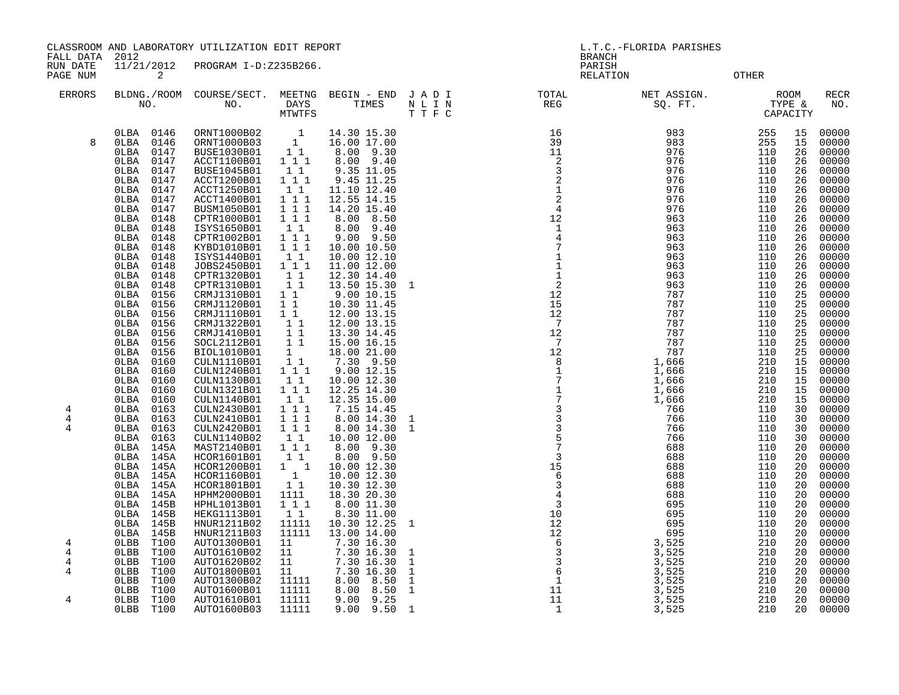CLASSROOM AND LABORATORY UTILIZATION EDIT REPORT
FALL DATA 2012
RUN DATE 11/21/2012 PROGRAM I-D:Z235B266.

L.T.C.-FLORIDA PARISHES
BRANCH
PARISH
RELATION OTHER

| ERRORS | BLDNG./ROOM NO. | COURSE/SECT. NO. | MEETNG DAYS MTWTFS | BEGIN - END TIMES | J A D I N L I N T T F C | TOTAL REG | NET ASSIGN. SQ. FT. | ROOM TYPE & CAPACITY | | RECR NO. |
|---|---|---|---|---|---|---|---|---|---|---|
| | 0LBA 0146 | ORNT1000B02 | 1 | 14.30 15.30 | | 16 | 983 | 255 | 15 | 00000 |
| 8 | 0LBA 0146 | ORNT1000B03 | 1 | 16.00 17.00 | | 39 | 983 | 255 | 15 | 00000 |
| | 0LBA 0147 | BUSE1030B01 | 1 1 | 8.00 9.30 | | 11 | 976 | 110 | 26 | 00000 |
| | 0LBA 0147 | ACCT1100B01 | 1 1 1 | 8.00 9.40 | | 2 | 976 | 110 | 26 | 00000 |
| | 0LBA 0147 | BUSE1045B01 | 1 1 | 9.35 11.05 | | 3 | 976 | 110 | 26 | 00000 |
| | 0LBA 0147 | ACCT1200B01 | 1 1 1 | 9.45 11.25 | | 2 | 976 | 110 | 26 | 00000 |
| | 0LBA 0147 | ACCT1250B01 | 1 1 | 11.10 12.40 | | 1 | 976 | 110 | 26 | 00000 |
| | 0LBA 0147 | ACCT1400B01 | 1 1 1 | 12.55 14.15 | | 2 | 976 | 110 | 26 | 00000 |
| | 0LBA 0147 | BUSM1050B01 | 1 1 1 | 14.20 15.40 | | 4 | 976 | 110 | 26 | 00000 |
| | 0LBA 0148 | CPTR1000B01 | 1 1 1 | 8.00 8.50 | | 12 | 963 | 110 | 26 | 00000 |
| | 0LBA 0148 | ISYS1650B01 | 1 1 | 8.00 9.40 | | 1 | 963 | 110 | 26 | 00000 |
| | 0LBA 0148 | CPTR1002B01 | 1 1 1 | 9.00 9.50 | | 4 | 963 | 110 | 26 | 00000 |
| | 0LBA 0148 | KYBD1010B01 | 1 1 1 | 10.00 10.50 | | 7 | 963 | 110 | 26 | 00000 |
| | 0LBA 0148 | ISYS1440B01 | 1 1 | 10.00 12.10 | | 1 | 963 | 110 | 26 | 00000 |
| | 0LBA 0148 | JOBS2450B01 | 1 1 1 | 11.00 12.00 | | 1 | 963 | 110 | 26 | 00000 |
| | 0LBA 0148 | CPTR1320B01 | 1 1 | 12.30 14.40 | | 1 | 963 | 110 | 26 | 00000 |
| | 0LBA 0148 | CPTR1310B01 | 1 1 | 13.50 15.30 | 1 | 2 | 963 | 110 | 26 | 00000 |
| | 0LBA 0156 | CRMJ1310B01 | 1 1 | 9.00 10.15 | | 12 | 787 | 110 | 25 | 00000 |
| | 0LBA 0156 | CRMJ1120B01 | 1 1 | 10.30 11.45 | | 15 | 787 | 110 | 25 | 00000 |
| | 0LBA 0156 | CRMJ1110B01 | 1 1 | 12.00 13.15 | | 12 | 787 | 110 | 25 | 00000 |
| | 0LBA 0156 | CRMJ1322B01 | 1 1 | 12.00 13.15 | | 7 | 787 | 110 | 25 | 00000 |
| | 0LBA 0156 | CRMJ1410B01 | 1 1 | 13.30 14.45 | | 12 | 787 | 110 | 25 | 00000 |
| | 0LBA 0156 | SOCL2112B01 | 1 1 | 15.00 16.15 | | 7 | 787 | 110 | 25 | 00000 |
| | 0LBA 0156 | BIOL1010B01 | 1 | 18.00 21.00 | | 12 | 787 | 110 | 25 | 00000 |
| | 0LBA 0160 | CULN1110B01 | 1 1 | 7.30 9.50 | | 8 | 1,666 | 210 | 15 | 00000 |
| | 0LBA 0160 | CULN1240B01 | 1 1 1 | 9.00 12.15 | | 1 | 1,666 | 210 | 15 | 00000 |
| | 0LBA 0160 | CULN1130B01 | 1 1 | 10.00 12.30 | | 7 | 1,666 | 210 | 15 | 00000 |
| | 0LBA 0160 | CULN1321B01 | 1 1 1 | 12.25 14.30 | | 1 | 1,666 | 210 | 15 | 00000 |
| | 0LBA 0160 | CULN1140B01 | 1 1 | 12.35 15.00 | | 7 | 1,666 | 210 | 15 | 00000 |
| 4 | 0LBA 0163 | CULN2430B01 | 1 1 1 | 7.15 14.45 | | 3 | 766 | 110 | 30 | 00000 |
| 4 | 0LBA 0163 | CULN2410B01 | 1 1 1 | 8.00 14.30 | 1 | 3 | 766 | 110 | 30 | 00000 |
| 4 | 0LBA 0163 | CULN2420B01 | 1 1 1 | 8.00 14.30 | 1 | 3 | 766 | 110 | 30 | 00000 |
| | 0LBA 0163 | CULN1140B02 | 1 1 | 10.00 12.00 | | 5 | 766 | 110 | 30 | 00000 |
| | 0LBA 145A | MAST2140B01 | 1 1 1 | 8.00 9.30 | | 7 | 688 | 110 | 20 | 00000 |
| | 0LBA 145A | HCOR1601B01 | 1 1 | 8.00 9.50 | | 3 | 688 | 110 | 20 | 00000 |
| | 0LBA 145A | HCOR1200B01 | 1 1 | 10.00 12.30 | | 15 | 688 | 110 | 20 | 00000 |
| | 0LBA 145A | HCOR1160B01 | 1 | 10.00 12.30 | | 6 | 688 | 110 | 20 | 00000 |
| | 0LBA 145A | HCOR1801B01 | 1 1 | 10.30 12.30 | | 3 | 688 | 110 | 20 | 00000 |
| | 0LBA 145A | HPHM2000B01 | 1111 | 18.30 20.30 | | 4 | 688 | 110 | 20 | 00000 |
| | 0LBA 145B | HPHL1013B01 | 1 1 1 | 8.00 11.30 | | 3 | 695 | 110 | 20 | 00000 |
| | 0LBA 145B | HEKG1113B01 | 1 1 | 8.30 11.00 | | 10 | 695 | 110 | 20 | 00000 |
| | 0LBA 145B | HNUR1211B02 | 11111 | 10.30 12.25 | 1 | 12 | 695 | 110 | 20 | 00000 |
| | 0LBA 145B | HNUR1211B03 | 11111 | 13.00 14.00 | | 12 | 695 | 110 | 20 | 00000 |
| 4 | 0LBB T100 | AUTO1300B01 | 11 | 7.30 16.30 | | 6 | 3,525 | 210 | 20 | 00000 |
| 4 | 0LBB T100 | AUTO1610B02 | 11 | 7.30 16.30 | 1 | 3 | 3,525 | 210 | 20 | 00000 |
| 4 | 0LBB T100 | AUTO1620B02 | 11 | 7.30 16.30 | 1 | 3 | 3,525 | 210 | 20 | 00000 |
| 4 | 0LBB T100 | AUTO1800B01 | 11 | 7.30 16.30 | 1 | 6 | 3,525 | 210 | 20 | 00000 |
| | 0LBB T100 | AUTO1300B02 | 11111 | 8.00 8.50 | 1 | 1 | 3,525 | 210 | 20 | 00000 |
| | 0LBB T100 | AUTO1600B01 | 11111 | 8.00 8.50 | 1 | 11 | 3,525 | 210 | 20 | 00000 |
| 4 | 0LBB T100 | AUTO1610B01 | 11111 | 9.00 9.25 | | 11 | 3,525 | 210 | 20 | 00000 |
| | 0LBB T100 | AUTO1600B03 | 11111 | 9.00 9.50 | 1 | 1 | 3,525 | 210 | 20 | 00000 |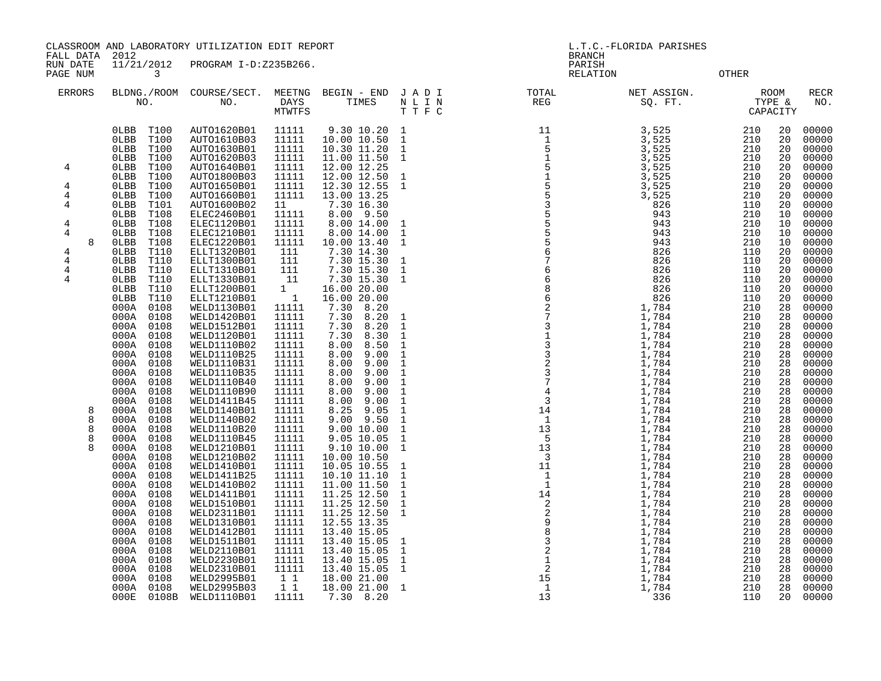CLASSROOM AND LABORATORY UTILIZATION EDIT REPORT
FALL DATA 2012
RUN DATE 11/21/2012 PROGRAM I-D:Z235B266.
PAGE NUM 3

L.T.C.-FLORIDA PARISHES
BRANCH
PARISH
RELATION OTHER

| ERRORS | BLDNG./ROOM NO. | COURSE/SECT. NO. | MEETNG DAYS MTWTFS | BEGIN - END TIMES | J A D I N L I N T T F C | TOTAL REG | NET ASSIGN. SQ. FT. | ROOM TYPE & CAPACITY | | RECR NO. |
|---|---|---|---|---|---|---|---|---|---|---|
| | 0LBB T100 | AUTO1620B01 | 11111 | 9.30 10.20 | 1 | 11 | 3,525 | 210 | 20 | 00000 |
| | 0LBB T100 | AUTO1610B03 | 11111 | 10.00 10.50 | 1 | 1 | 3,525 | 210 | 20 | 00000 |
| | 0LBB T100 | AUTO1630B01 | 11111 | 10.30 11.20 | 1 | 5 | 3,525 | 210 | 20 | 00000 |
| | 0LBB T100 | AUTO1620B03 | 11111 | 11.00 11.50 | 1 | 1 | 3,525 | 210 | 20 | 00000 |
| 4 | 0LBB T100 | AUTO1640B01 | 11111 | 12.00 12.25 | | 5 | 3,525 | 210 | 20 | 00000 |
| | 0LBB T100 | AUTO1800B03 | 11111 | 12.00 12.50 | 1 | 1 | 3,525 | 210 | 20 | 00000 |
| 4 | 0LBB T100 | AUTO1650B01 | 11111 | 12.30 12.55 | 1 | 5 | 3,525 | 210 | 20 | 00000 |
| 4 | 0LBB T100 | AUTO1660B01 | 11111 | 13.00 13.25 | | 5 | 3,525 | 210 | 20 | 00000 |
| 4 | 0LBB T101 | AUTO1600B02 | 11 | 7.30 16.30 | | 3 | 826 | 110 | 20 | 00000 |
| | 0LBB T108 | ELEC2460B01 | 11111 | 8.00 9.50 | | 5 | 943 | 210 | 10 | 00000 |
| 4 | 0LBB T108 | ELEC1120B01 | 11111 | 8.00 14.00 | 1 | 5 | 943 | 210 | 10 | 00000 |
| 4 | 0LBB T108 | ELEC1210B01 | 11111 | 8.00 14.00 | 1 | 5 | 943 | 210 | 10 | 00000 |
| 8 | 0LBB T108 | ELEC1220B01 | 11111 | 10.00 13.40 | 1 | 5 | 943 | 210 | 10 | 00000 |
| 4 | 0LBB T110 | ELLT1320B01 | 111 | 7.30 14.30 | | 6 | 826 | 110 | 20 | 00000 |
| 4 | 0LBB T110 | ELLT1300B01 | 111 | 7.30 15.30 | 1 | 7 | 826 | 110 | 20 | 00000 |
| 4 | 0LBB T110 | ELLT1310B01 | 111 | 7.30 15.30 | 1 | 6 | 826 | 110 | 20 | 00000 |
| 4 | 0LBB T110 | ELLT1330B01 | 11 | 7.30 15.30 | 1 | 6 | 826 | 110 | 20 | 00000 |
| | 0LBB T110 | ELLT1200B01 | 1 | 16.00 20.00 | | 8 | 826 | 110 | 20 | 00000 |
| | 0LBB T110 | ELLT1210B01 | 1 | 16.00 20.00 | | 6 | 826 | 110 | 20 | 00000 |
| | 000A 0108 | WELD1130B01 | 11111 | 7.30 8.20 | | 2 | 1,784 | 210 | 28 | 00000 |
| | 000A 0108 | WELD1420B01 | 11111 | 7.30 8.20 | 1 | 7 | 1,784 | 210 | 28 | 00000 |
| | 000A 0108 | WELD1512B01 | 11111 | 7.30 8.20 | 1 | 3 | 1,784 | 210 | 28 | 00000 |
| | 000A 0108 | WELD1120B01 | 11111 | 7.30 8.30 | 1 | 1 | 1,784 | 210 | 28 | 00000 |
| | 000A 0108 | WELD1110B02 | 11111 | 8.00 8.50 | 1 | 3 | 1,784 | 210 | 28 | 00000 |
| | 000A 0108 | WELD1110B25 | 11111 | 8.00 9.00 | 1 | 3 | 1,784 | 210 | 28 | 00000 |
| | 000A 0108 | WELD1110B31 | 11111 | 8.00 9.00 | 1 | 2 | 1,784 | 210 | 28 | 00000 |
| | 000A 0108 | WELD1110B35 | 11111 | 8.00 9.00 | 1 | 3 | 1,784 | 210 | 28 | 00000 |
| | 000A 0108 | WELD1110B40 | 11111 | 8.00 9.00 | 1 | 7 | 1,784 | 210 | 28 | 00000 |
| | 000A 0108 | WELD1110B90 | 11111 | 8.00 9.00 | 1 | 4 | 1,784 | 210 | 28 | 00000 |
| | 000A 0108 | WELD1411B45 | 11111 | 8.00 9.00 | 1 | 3 | 1,784 | 210 | 28 | 00000 |
| 8 | 000A 0108 | WELD1140B01 | 11111 | 8.25 9.05 | 1 | 14 | 1,784 | 210 | 28 | 00000 |
| 8 | 000A 0108 | WELD1140B02 | 11111 | 9.00 9.50 | 1 | 1 | 1,784 | 210 | 28 | 00000 |
| 8 | 000A 0108 | WELD1110B20 | 11111 | 9.00 10.00 | 1 | 13 | 1,784 | 210 | 28 | 00000 |
| 8 | 000A 0108 | WELD1110B45 | 11111 | 9.05 10.05 | 1 | 5 | 1,784 | 210 | 28 | 00000 |
| 8 | 000A 0108 | WELD1210B01 | 11111 | 9.10 10.00 | 1 | 13 | 1,784 | 210 | 28 | 00000 |
| | 000A 0108 | WELD1210B02 | 11111 | 10.00 10.50 | | 3 | 1,784 | 210 | 28 | 00000 |
| | 000A 0108 | WELD1410B01 | 11111 | 10.05 10.55 | 1 | 11 | 1,784 | 210 | 28 | 00000 |
| | 000A 0108 | WELD1411B25 | 11111 | 10.10 11.10 | 1 | 1 | 1,784 | 210 | 28 | 00000 |
| | 000A 0108 | WELD1410B02 | 11111 | 11.00 11.50 | 1 | 1 | 1,784 | 210 | 28 | 00000 |
| | 000A 0108 | WELD1411B01 | 11111 | 11.25 12.50 | 1 | 14 | 1,784 | 210 | 28 | 00000 |
| | 000A 0108 | WELD1510B01 | 11111 | 11.25 12.50 | 1 | 2 | 1,784 | 210 | 28 | 00000 |
| | 000A 0108 | WELD2311B01 | 11111 | 11.25 12.50 | 1 | 2 | 1,784 | 210 | 28 | 00000 |
| | 000A 0108 | WELD1310B01 | 11111 | 12.55 13.35 | | 9 | 1,784 | 210 | 28 | 00000 |
| | 000A 0108 | WELD1412B01 | 11111 | 13.40 15.05 | | 8 | 1,784 | 210 | 28 | 00000 |
| | 000A 0108 | WELD1511B01 | 11111 | 13.40 15.05 | 1 | 3 | 1,784 | 210 | 28 | 00000 |
| | 000A 0108 | WELD2110B01 | 11111 | 13.40 15.05 | 1 | 2 | 1,784 | 210 | 28 | 00000 |
| | 000A 0108 | WELD2230B01 | 11111 | 13.40 15.05 | 1 | 1 | 1,784 | 210 | 28 | 00000 |
| | 000A 0108 | WELD2310B01 | 11111 | 13.40 15.05 | 1 | 2 | 1,784 | 210 | 28 | 00000 |
| | 000A 0108 | WELD2995B01 | 1 1 | 18.00 21.00 | | 15 | 1,784 | 210 | 28 | 00000 |
| | 000A 0108 | WELD2995B03 | 1 1 | 18.00 21.00 | 1 | 1 | 1,784 | 210 | 28 | 00000 |
| | 000E 0108B | WELD1110B01 | 11111 | 7.30 8.20 | | 13 | 336 | 110 | 20 | 00000 |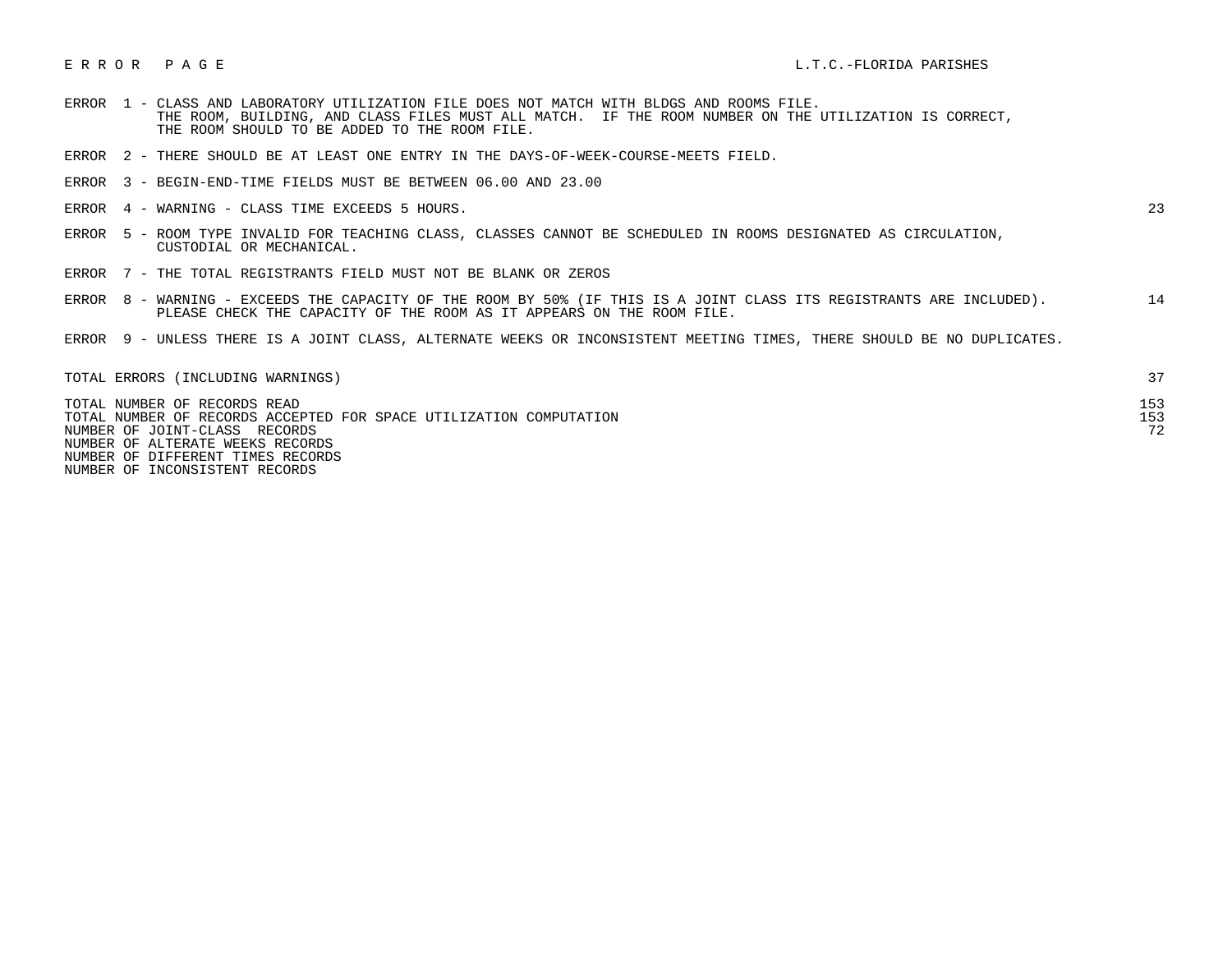# E R R O R   P A G E

L.T.C.-FLORIDA PARISHES

| Error | Description | Count |
|---|---|---|
| ERROR 1 | CLASS AND LABORATORY UTILIZATION FILE DOES NOT MATCH WITH BLDGS AND ROOMS FILE. THE ROOM, BUILDING, AND CLASS FILES MUST ALL MATCH. IF THE ROOM NUMBER ON THE UTILIZATION IS CORRECT, THE ROOM SHOULD TO BE ADDED TO THE ROOM FILE. | |
| ERROR 2 | THERE SHOULD BE AT LEAST ONE ENTRY IN THE DAYS-OF-WEEK-COURSE-MEETS FIELD. | |
| ERROR 3 | BEGIN-END-TIME FIELDS MUST BE BETWEEN 06.00 AND 23.00 | |
| ERROR 4 | WARNING - CLASS TIME EXCEEDS 5 HOURS. | 23 |
| ERROR 5 | ROOM TYPE INVALID FOR TEACHING CLASS, CLASSES CANNOT BE SCHEDULED IN ROOMS DESIGNATED AS CIRCULATION, CUSTODIAL OR MECHANICAL. | |
| ERROR 7 | THE TOTAL REGISTRANTS FIELD MUST NOT BE BLANK OR ZEROS | |
| ERROR 8 | WARNING - EXCEEDS THE CAPACITY OF THE ROOM BY 50% (IF THIS IS A JOINT CLASS ITS REGISTRANTS ARE INCLUDED). PLEASE CHECK THE CAPACITY OF THE ROOM AS IT APPEARS ON THE ROOM FILE. | 14 |
| ERROR 9 | UNLESS THERE IS A JOINT CLASS, ALTERNATE WEEKS OR INCONSISTENT MEETING TIMES, THERE SHOULD BE NO DUPLICATES. | |

| | |
|---|---|
| TOTAL ERRORS (INCLUDING WARNINGS) | 37 |

| | |
|---|---|
| TOTAL NUMBER OF RECORDS READ | 153 |
| TOTAL NUMBER OF RECORDS ACCEPTED FOR SPACE UTILIZATION COMPUTATION | 153 |
| NUMBER OF JOINT-CLASS RECORDS | 72 |
| NUMBER OF ALTERATE WEEKS RECORDS | |
| NUMBER OF DIFFERENT TIMES RECORDS | |
| NUMBER OF INCONSISTENT RECORDS | |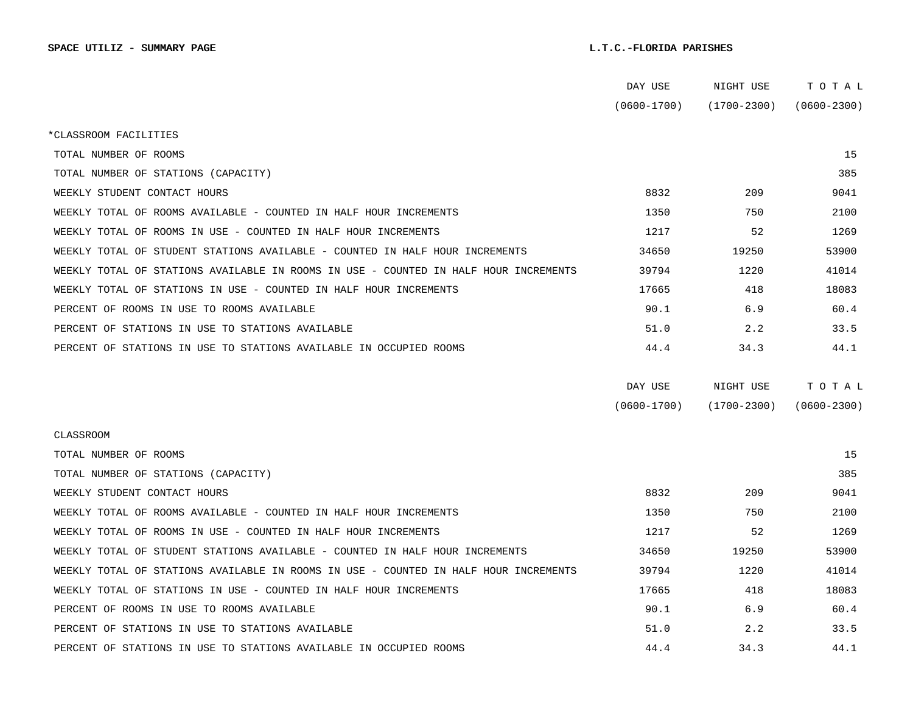**SPACE UTILIZ - SUMMARY PAGE** **L.T.C.-FLORIDA PARISHES**

| | DAY USE (0600-1700) | NIGHT USE (1700-2300) | T O T A L (0600-2300) |
|---|---|---|---|
| *CLASSROOM FACILITIES | | | |
| TOTAL NUMBER OF ROOMS | | | 15 |
| TOTAL NUMBER OF STATIONS (CAPACITY) | | | 385 |
| WEEKLY STUDENT CONTACT HOURS | 8832 | 209 | 9041 |
| WEEKLY TOTAL OF ROOMS AVAILABLE - COUNTED IN HALF HOUR INCREMENTS | 1350 | 750 | 2100 |
| WEEKLY TOTAL OF ROOMS IN USE - COUNTED IN HALF HOUR INCREMENTS | 1217 | 52 | 1269 |
| WEEKLY TOTAL OF STUDENT STATIONS AVAILABLE - COUNTED IN HALF HOUR INCREMENTS | 34650 | 19250 | 53900 |
| WEEKLY TOTAL OF STATIONS AVAILABLE IN ROOMS IN USE - COUNTED IN HALF HOUR INCREMENTS | 39794 | 1220 | 41014 |
| WEEKLY TOTAL OF STATIONS IN USE - COUNTED IN HALF HOUR INCREMENTS | 17665 | 418 | 18083 |
| PERCENT OF ROOMS IN USE TO ROOMS AVAILABLE | 90.1 | 6.9 | 60.4 |
| PERCENT OF STATIONS IN USE TO STATIONS AVAILABLE | 51.0 | 2.2 | 33.5 |
| PERCENT OF STATIONS IN USE TO STATIONS AVAILABLE IN OCCUPIED ROOMS | 44.4 | 34.3 | 44.1 |

| | DAY USE (0600-1700) | NIGHT USE (1700-2300) | T O T A L (0600-2300) |
|---|---|---|---|
| CLASSROOM | | | |
| TOTAL NUMBER OF ROOMS | | | 15 |
| TOTAL NUMBER OF STATIONS (CAPACITY) | | | 385 |
| WEEKLY STUDENT CONTACT HOURS | 8832 | 209 | 9041 |
| WEEKLY TOTAL OF ROOMS AVAILABLE - COUNTED IN HALF HOUR INCREMENTS | 1350 | 750 | 2100 |
| WEEKLY TOTAL OF ROOMS IN USE - COUNTED IN HALF HOUR INCREMENTS | 1217 | 52 | 1269 |
| WEEKLY TOTAL OF STUDENT STATIONS AVAILABLE - COUNTED IN HALF HOUR INCREMENTS | 34650 | 19250 | 53900 |
| WEEKLY TOTAL OF STATIONS AVAILABLE IN ROOMS IN USE - COUNTED IN HALF HOUR INCREMENTS | 39794 | 1220 | 41014 |
| WEEKLY TOTAL OF STATIONS IN USE - COUNTED IN HALF HOUR INCREMENTS | 17665 | 418 | 18083 |
| PERCENT OF ROOMS IN USE TO ROOMS AVAILABLE | 90.1 | 6.9 | 60.4 |
| PERCENT OF STATIONS IN USE TO STATIONS AVAILABLE | 51.0 | 2.2 | 33.5 |
| PERCENT OF STATIONS IN USE TO STATIONS AVAILABLE IN OCCUPIED ROOMS | 44.4 | 34.3 | 44.1 |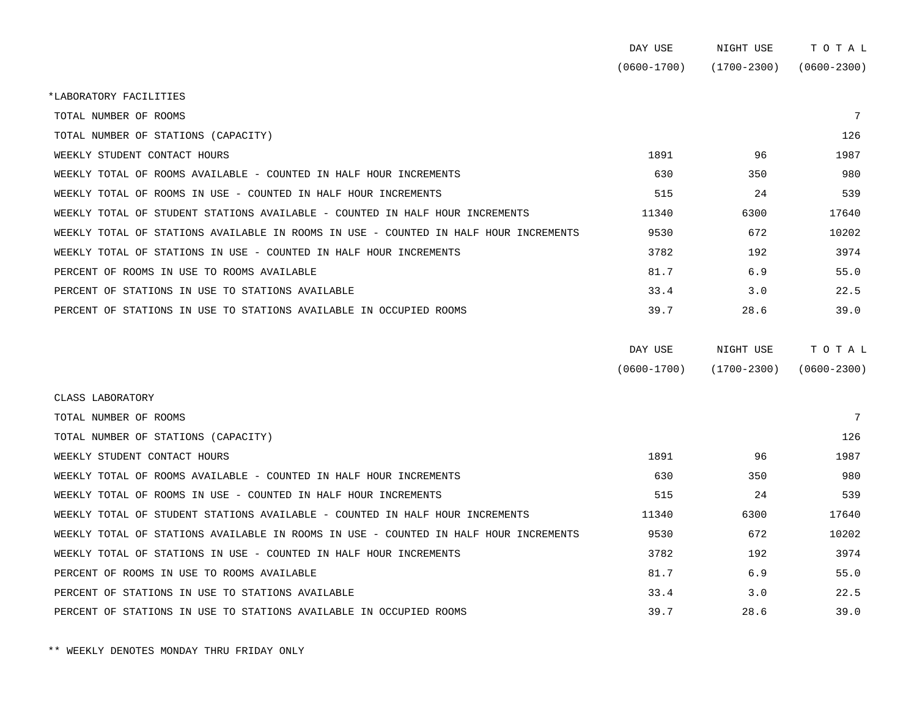| | DAY USE (0600-1700) | NIGHT USE (1700-2300) | T O T A L (0600-2300) |
|---|---|---|---|
| *LABORATORY FACILITIES | | | |
| TOTAL NUMBER OF ROOMS | | | 7 |
| TOTAL NUMBER OF STATIONS (CAPACITY) | | | 126 |
| WEEKLY STUDENT CONTACT HOURS | 1891 | 96 | 1987 |
| WEEKLY TOTAL OF ROOMS AVAILABLE - COUNTED IN HALF HOUR INCREMENTS | 630 | 350 | 980 |
| WEEKLY TOTAL OF ROOMS IN USE - COUNTED IN HALF HOUR INCREMENTS | 515 | 24 | 539 |
| WEEKLY TOTAL OF STUDENT STATIONS AVAILABLE - COUNTED IN HALF HOUR INCREMENTS | 11340 | 6300 | 17640 |
| WEEKLY TOTAL OF STATIONS AVAILABLE IN ROOMS IN USE - COUNTED IN HALF HOUR INCREMENTS | 9530 | 672 | 10202 |
| WEEKLY TOTAL OF STATIONS IN USE - COUNTED IN HALF HOUR INCREMENTS | 3782 | 192 | 3974 |
| PERCENT OF ROOMS IN USE TO ROOMS AVAILABLE | 81.7 | 6.9 | 55.0 |
| PERCENT OF STATIONS IN USE TO STATIONS AVAILABLE | 33.4 | 3.0 | 22.5 |
| PERCENT OF STATIONS IN USE TO STATIONS AVAILABLE IN OCCUPIED ROOMS | 39.7 | 28.6 | 39.0 |

| | DAY USE (0600-1700) | NIGHT USE (1700-2300) | T O T A L (0600-2300) |
|---|---|---|---|
| CLASS LABORATORY | | | |
| TOTAL NUMBER OF ROOMS | | | 7 |
| TOTAL NUMBER OF STATIONS (CAPACITY) | | | 126 |
| WEEKLY STUDENT CONTACT HOURS | 1891 | 96 | 1987 |
| WEEKLY TOTAL OF ROOMS AVAILABLE - COUNTED IN HALF HOUR INCREMENTS | 630 | 350 | 980 |
| WEEKLY TOTAL OF ROOMS IN USE - COUNTED IN HALF HOUR INCREMENTS | 515 | 24 | 539 |
| WEEKLY TOTAL OF STUDENT STATIONS AVAILABLE - COUNTED IN HALF HOUR INCREMENTS | 11340 | 6300 | 17640 |
| WEEKLY TOTAL OF STATIONS AVAILABLE IN ROOMS IN USE - COUNTED IN HALF HOUR INCREMENTS | 9530 | 672 | 10202 |
| WEEKLY TOTAL OF STATIONS IN USE - COUNTED IN HALF HOUR INCREMENTS | 3782 | 192 | 3974 |
| PERCENT OF ROOMS IN USE TO ROOMS AVAILABLE | 81.7 | 6.9 | 55.0 |
| PERCENT OF STATIONS IN USE TO STATIONS AVAILABLE | 33.4 | 3.0 | 22.5 |
| PERCENT OF STATIONS IN USE TO STATIONS AVAILABLE IN OCCUPIED ROOMS | 39.7 | 28.6 | 39.0 |

** WEEKLY DENOTES MONDAY THRU FRIDAY ONLY